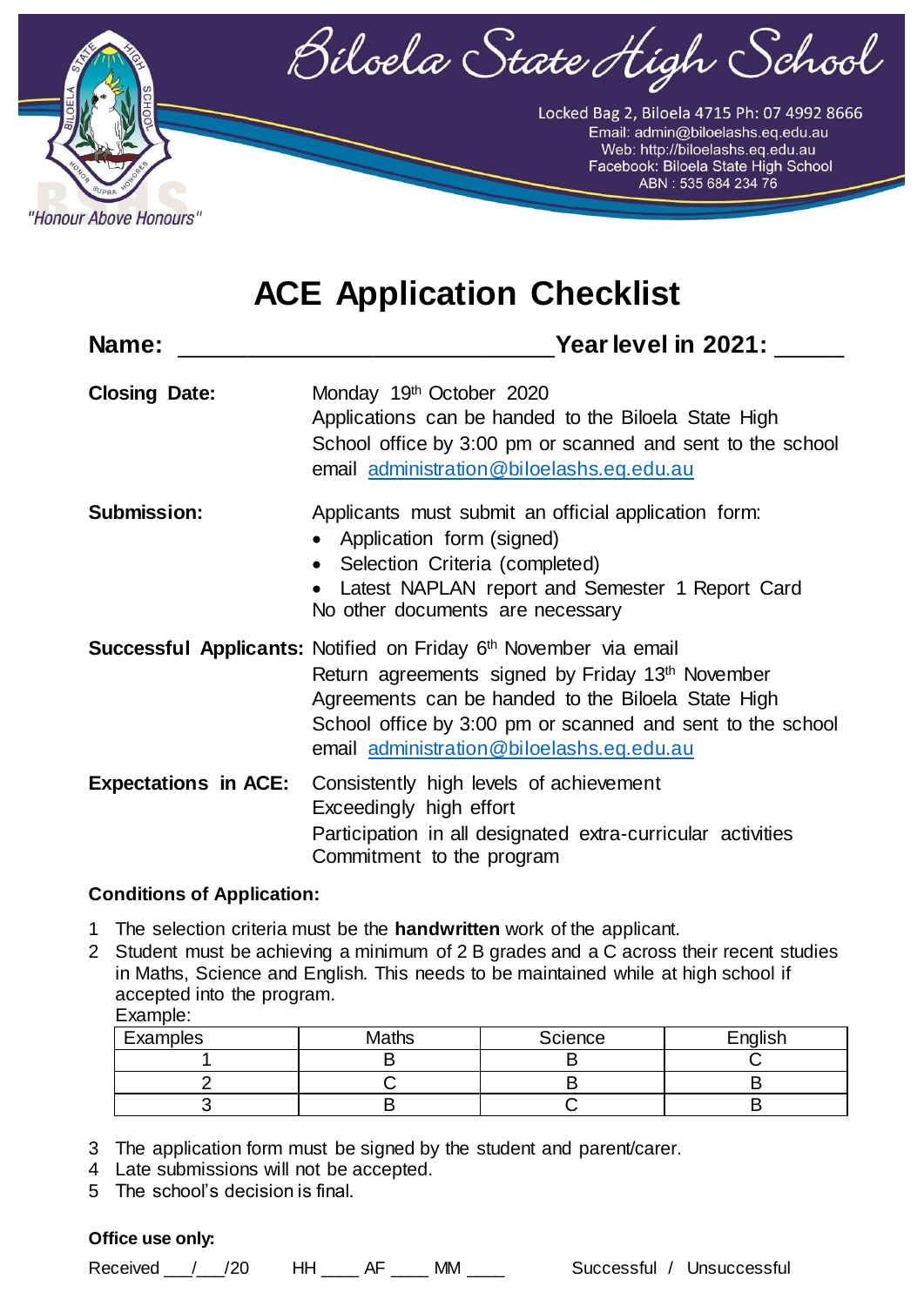# Biloela State High School

Locked Bag 2, Biloela 4715 Ph: 07 4992 8666
Email: admin@biloelashs.eq.edu.au
Web: http://biloelashs.eq.edu.au
Facebook: Biloela State High School
ABN : 535 684 234 76

*"Honour Above Honours"*

## ACE Application Checklist

**Name:** ____________________________ **Year level in 2021:** _____

**Closing Date:** Monday 19th October 2020
Applications can be handed to the Biloela State High School office by 3:00 pm or scanned and sent to the school email administration@biloelashs.eq.edu.au

**Submission:** Applicants must submit an official application form:

- Application form (signed)
- Selection Criteria (completed)
- Latest NAPLAN report and Semester 1 Report Card

No other documents are necessary

**Successful Applicants:** Notified on Friday 6th November via email
Return agreements signed by Friday 13th November
Agreements can be handed to the Biloela State High School office by 3:00 pm or scanned and sent to the school email administration@biloelashs.eq.edu.au

**Expectations in ACE:** Consistently high levels of achievement
Exceedingly high effort
Participation in all designated extra-curricular activities
Commitment to the program

**Conditions of Application:**

1. The selection criteria must be the **handwritten** work of the applicant.
2. Student must be achieving a minimum of 2 B grades and a C across their recent studies in Maths, Science and English. This needs to be maintained while at high school if accepted into the program.
   Example:

| Examples | Maths | Science | English |
| --- | --- | --- | --- |
| 1 | B | B | C |
| 2 | C | B | B |
| 3 | B | C | B |

3. The application form must be signed by the student and parent/carer.
4. Late submissions will not be accepted.
5. The school's decision is final.

**Office use only:**

Received ___/___/20 HH ____ AF ____ MM ____ Successful / Unsuccessful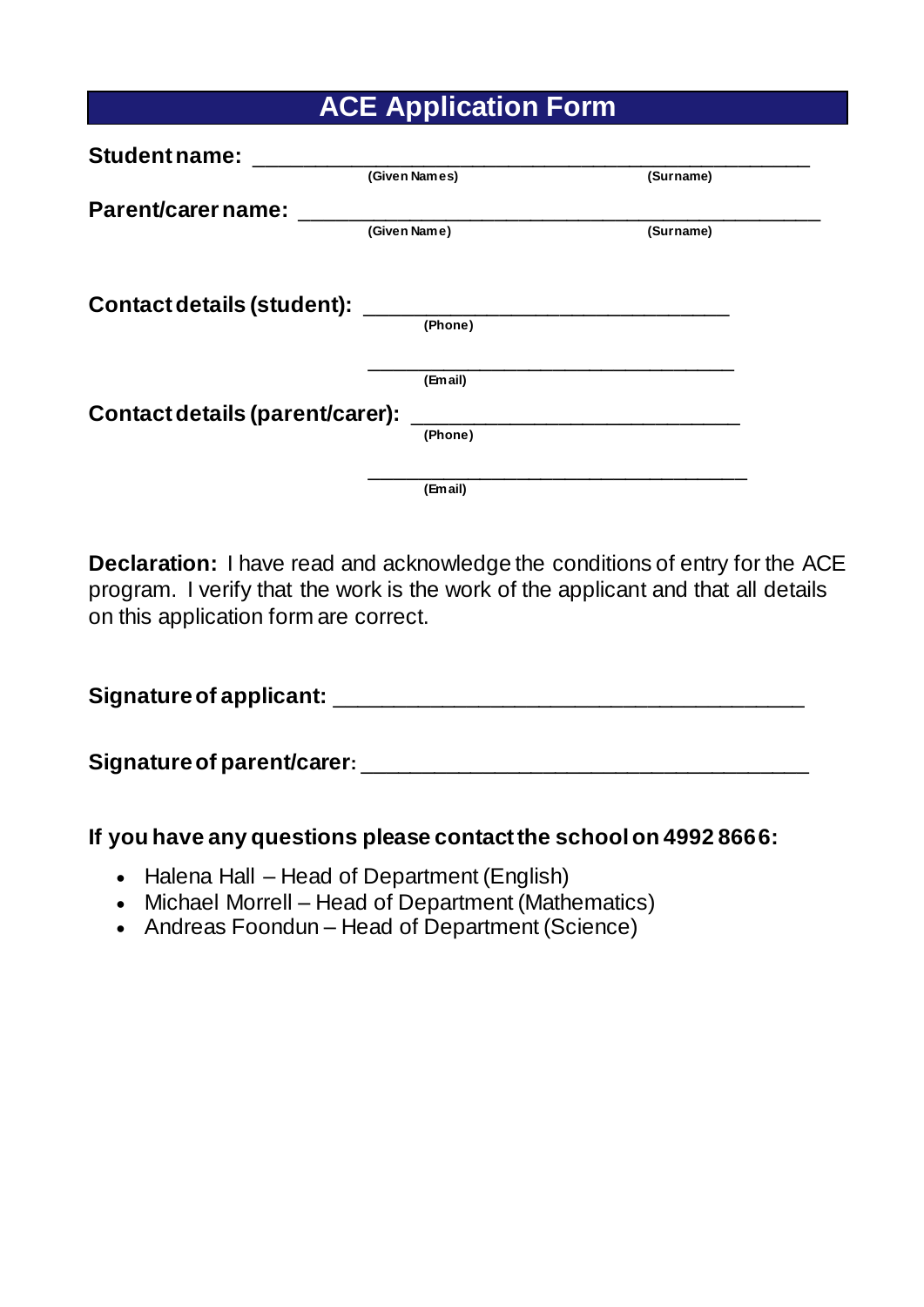# ACE Application Form

**Student name:** ______________________________________________
(Given Names) (Surname)

**Parent/carer name:** ______________________________________________
(Given Name) (Surname)

**Contact details (student):** ______________________________
(Phone)

______________________________
(Email)

**Contact details (parent/carer):** ______________________________
(Phone)

______________________________
(Email)

**Declaration:** I have read and acknowledge the conditions of entry for the ACE program. I verify that the work is the work of the applicant and that all details on this application form are correct.

**Signature of applicant:** ______________________________________

**Signature of parent/carer:** ______________________________________

**If you have any questions please contact the school on 4992 8666:**

- Halena Hall – Head of Department (English)
- Michael Morrell – Head of Department (Mathematics)
- Andreas Foondun – Head of Department (Science)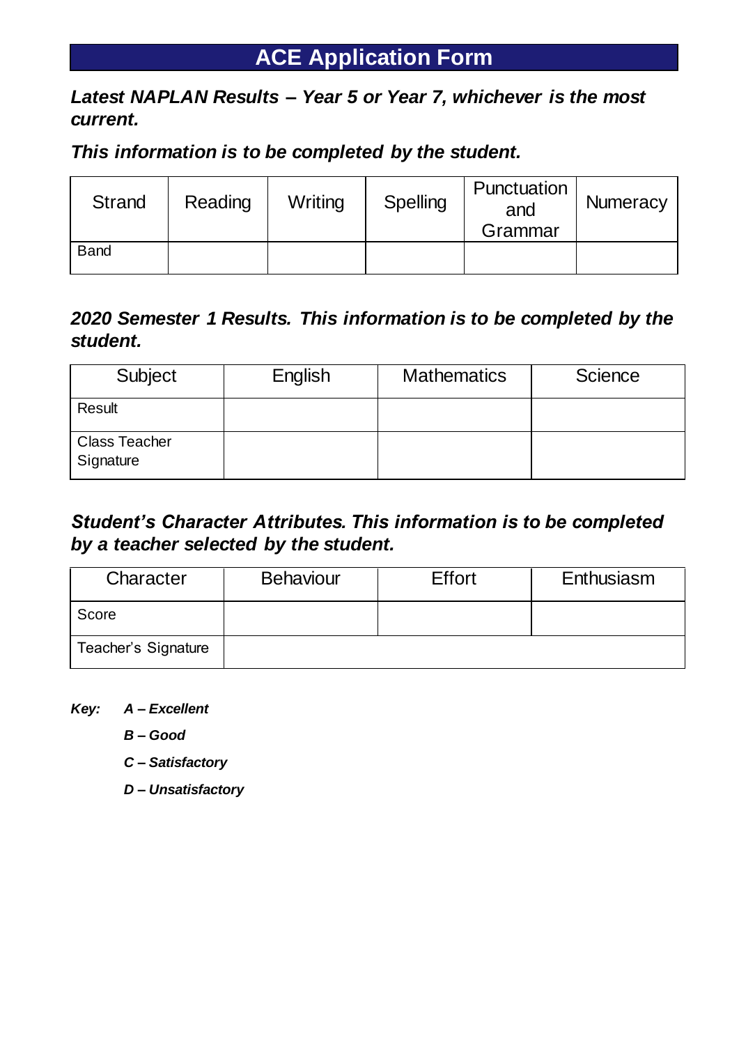# ACE Application Form

***Latest NAPLAN Results – Year 5 or Year 7, whichever is the most current.***

***This information is to be completed by the student.***

| Strand | Reading | Writing | Spelling | Punctuation and Grammar | Numeracy |
|---|---|---|---|---|---|
| Band | | | | | |

***2020 Semester 1 Results. This information is to be completed by the student.***

| Subject | English | Mathematics | Science |
|---|---|---|---|
| Result | | | |
| Class Teacher Signature | | | |

***Student's Character Attributes. This information is to be completed by a teacher selected by the student.***

| Character | Behaviour | Effort | Enthusiasm |
|---|---|---|---|
| Score | | | |
| Teacher's Signature | | | |

***Key:***
***A – Excellent***
***B – Good***
***C – Satisfactory***
***D – Unsatisfactory***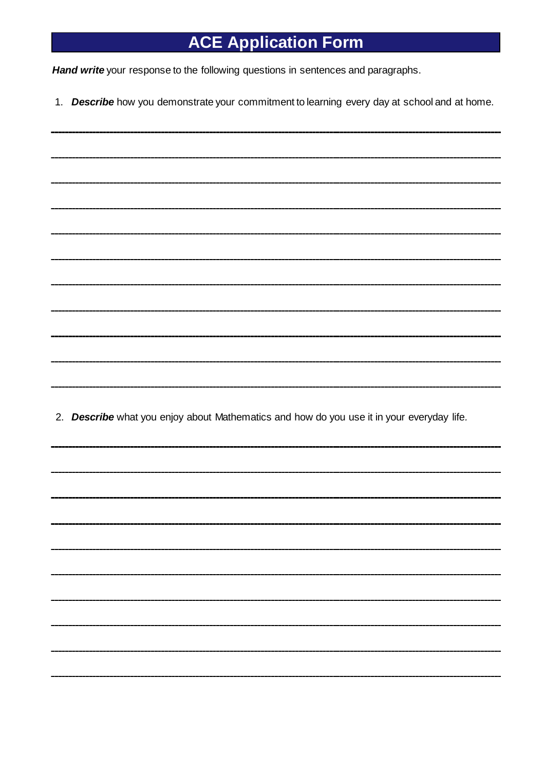# ACE Application Form

***Hand write*** your response to the following questions in sentences and paragraphs.

1. ***Describe*** how you demonstrate your commitment to learning every day at school and at home.

___________________________________________________________________________

___________________________________________________________________________

___________________________________________________________________________

___________________________________________________________________________

___________________________________________________________________________

___________________________________________________________________________

___________________________________________________________________________

___________________________________________________________________________

___________________________________________________________________________

___________________________________________________________________________

___________________________________________________________________________

2. ***Describe*** what you enjoy about Mathematics and how do you use it in your everyday life.

___________________________________________________________________________

___________________________________________________________________________

___________________________________________________________________________

___________________________________________________________________________

___________________________________________________________________________

___________________________________________________________________________

___________________________________________________________________________

___________________________________________________________________________

___________________________________________________________________________

___________________________________________________________________________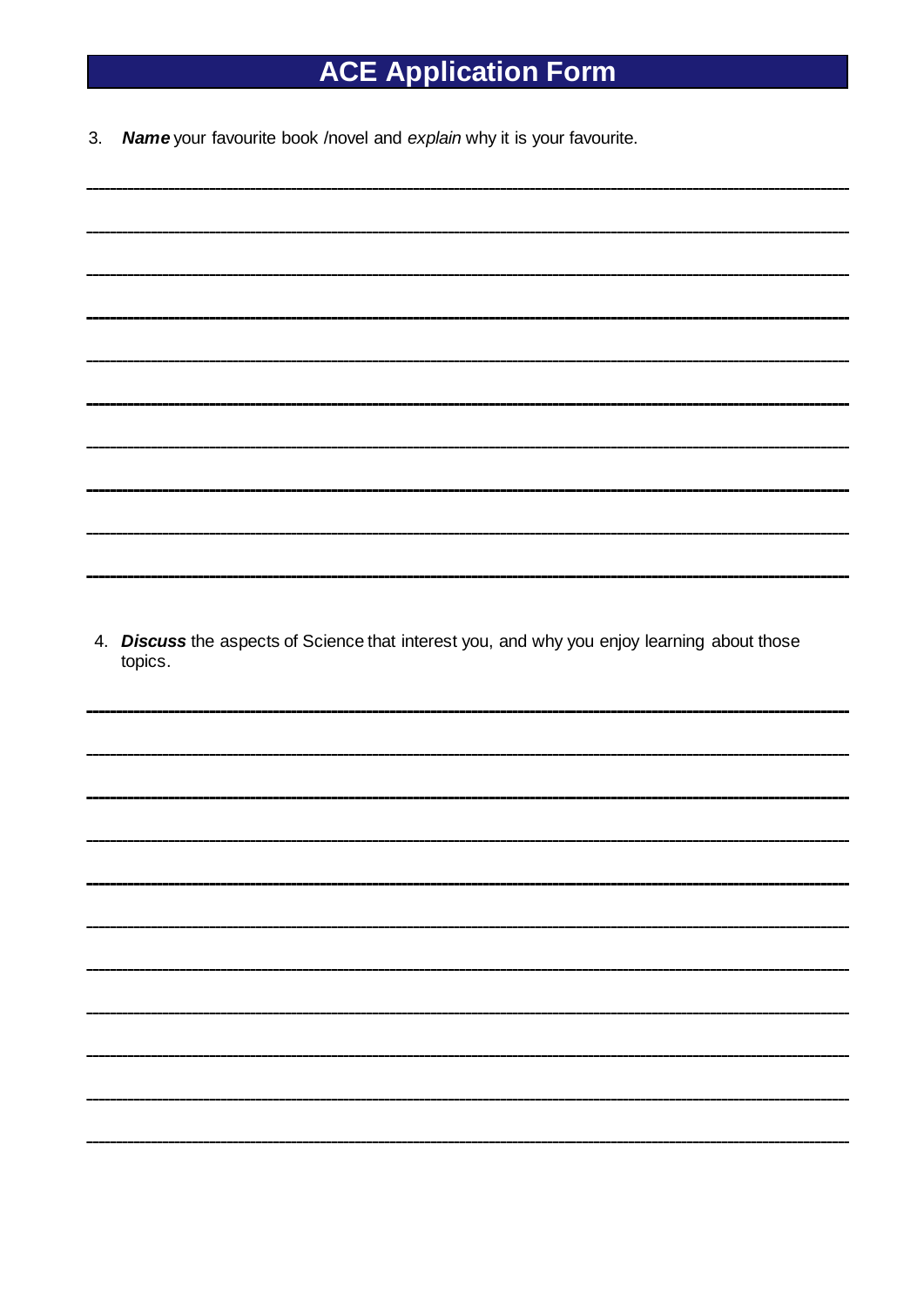# ACE Application Form

3. ***Name*** your favourite book /novel and *explain* why it is your favourite.

4. ***Discuss*** the aspects of Science that interest you, and why you enjoy learning about those topics.